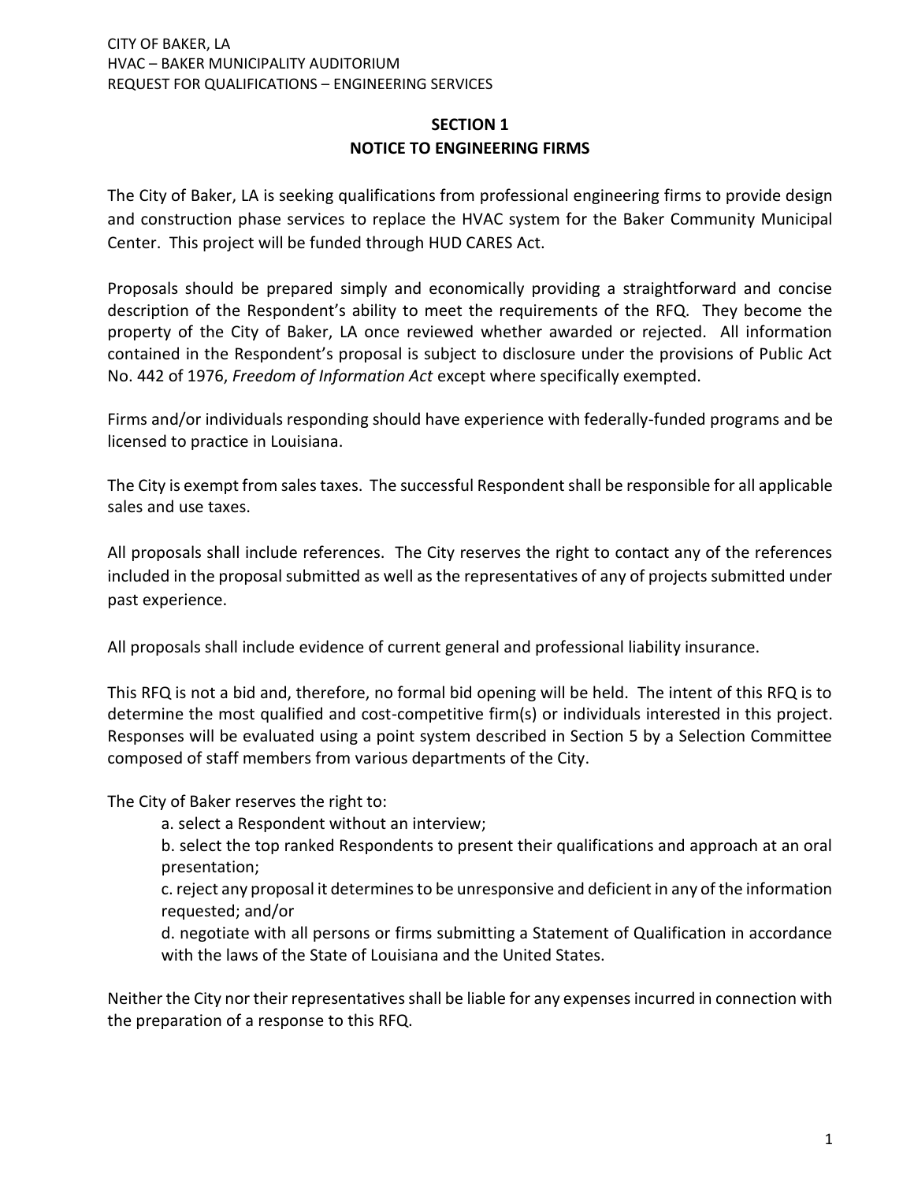## SECTION 1
## NOTICE TO ENGINEERING FIRMS

The City of Baker, LA is seeking qualifications from professional engineering firms to provide design and construction phase services to replace the HVAC system for the Baker Community Municipal Center. This project will be funded through HUD CARES Act.

Proposals should be prepared simply and economically providing a straightforward and concise description of the Respondent's ability to meet the requirements of the RFQ. They become the property of the City of Baker, LA once reviewed whether awarded or rejected. All information contained in the Respondent's proposal is subject to disclosure under the provisions of Public Act No. 442 of 1976, *Freedom of Information Act* except where specifically exempted.

Firms and/or individuals responding should have experience with federally-funded programs and be licensed to practice in Louisiana.

The City is exempt from sales taxes. The successful Respondent shall be responsible for all applicable sales and use taxes.

All proposals shall include references. The City reserves the right to contact any of the references included in the proposal submitted as well as the representatives of any of projects submitted under past experience.

All proposals shall include evidence of current general and professional liability insurance.

This RFQ is not a bid and, therefore, no formal bid opening will be held. The intent of this RFQ is to determine the most qualified and cost-competitive firm(s) or individuals interested in this project. Responses will be evaluated using a point system described in Section 5 by a Selection Committee composed of staff members from various departments of the City.

The City of Baker reserves the right to:

a. select a Respondent without an interview;

b. select the top ranked Respondents to present their qualifications and approach at an oral presentation;

c. reject any proposal it determines to be unresponsive and deficient in any of the information requested; and/or

d. negotiate with all persons or firms submitting a Statement of Qualification in accordance with the laws of the State of Louisiana and the United States.

Neither the City nor their representatives shall be liable for any expenses incurred in connection with the preparation of a response to this RFQ.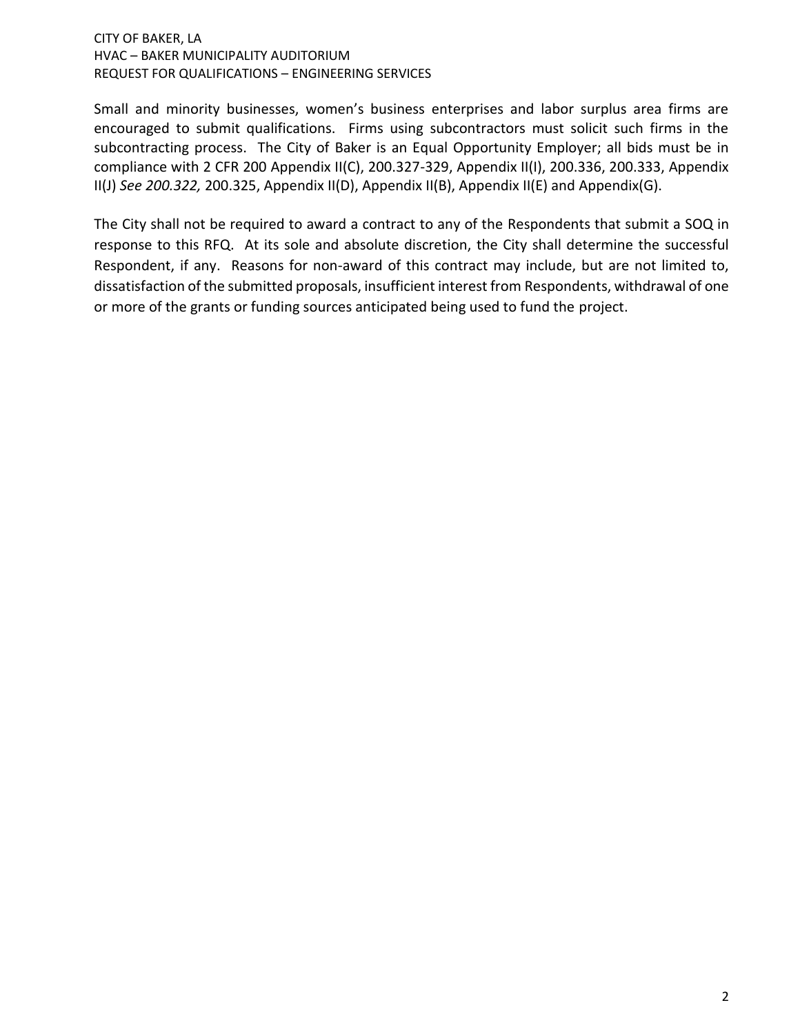Small and minority businesses, women's business enterprises and labor surplus area firms are encouraged to submit qualifications. Firms using subcontractors must solicit such firms in the subcontracting process. The City of Baker is an Equal Opportunity Employer; all bids must be in compliance with 2 CFR 200 Appendix II(C), 200.327-329, Appendix II(I), 200.336, 200.333, Appendix II(J) *See 200.322,* 200.325, Appendix II(D), Appendix II(B), Appendix II(E) and Appendix(G).

The City shall not be required to award a contract to any of the Respondents that submit a SOQ in response to this RFQ. At its sole and absolute discretion, the City shall determine the successful Respondent, if any. Reasons for non-award of this contract may include, but are not limited to, dissatisfaction of the submitted proposals, insufficient interest from Respondents, withdrawal of one or more of the grants or funding sources anticipated being used to fund the project.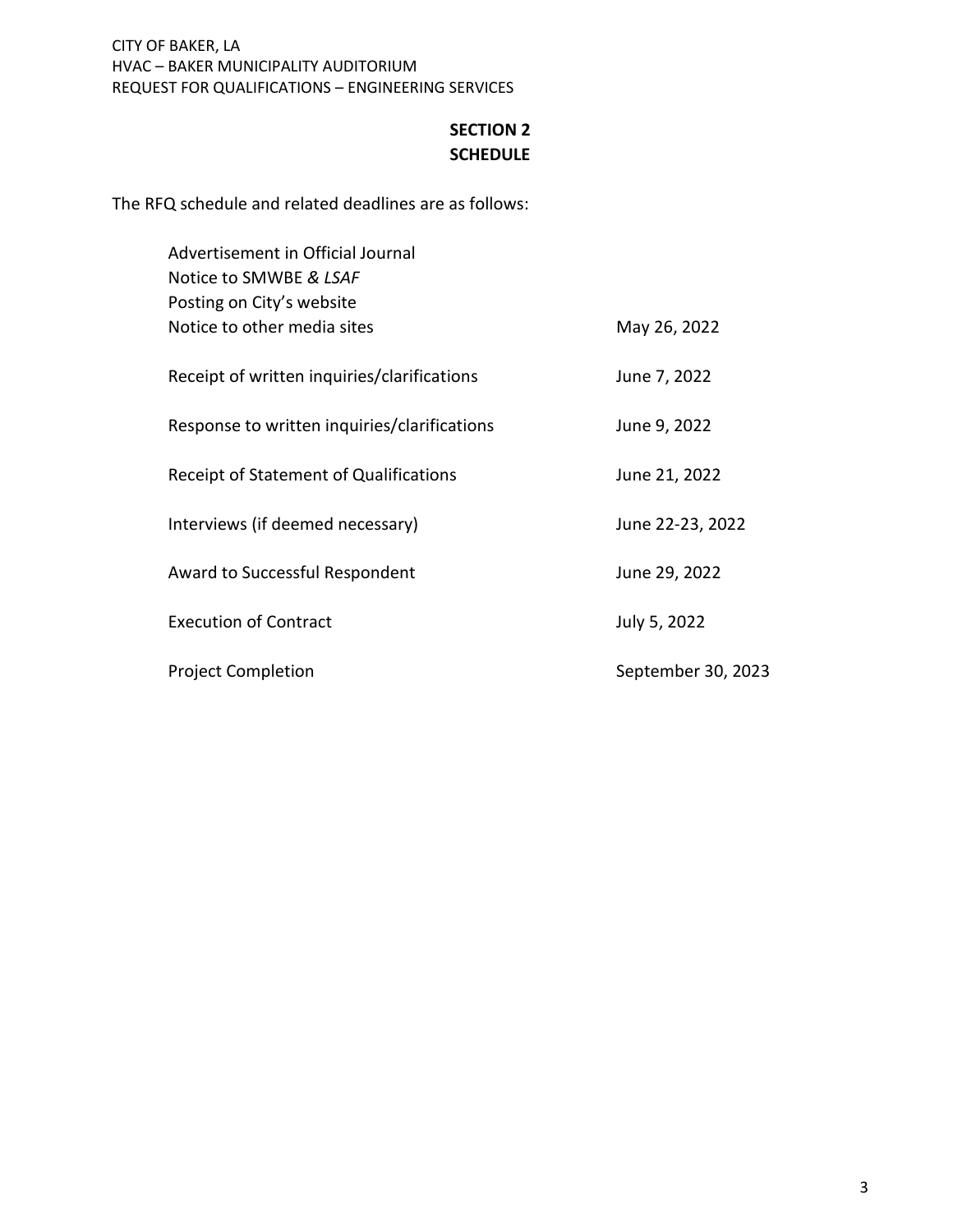## SECTION 2
## SCHEDULE

The RFQ schedule and related deadlines are as follows:

| | |
|---|---|
| Advertisement in Official Journal<br>Notice to SMWBE *& LSAF*<br>Posting on City's website<br>Notice to other media sites | May 26, 2022 |
| Receipt of written inquiries/clarifications | June 7, 2022 |
| Response to written inquiries/clarifications | June 9, 2022 |
| Receipt of Statement of Qualifications | June 21, 2022 |
| Interviews (if deemed necessary) | June 22-23, 2022 |
| Award to Successful Respondent | June 29, 2022 |
| Execution of Contract | July 5, 2022 |
| Project Completion | September 30, 2023 |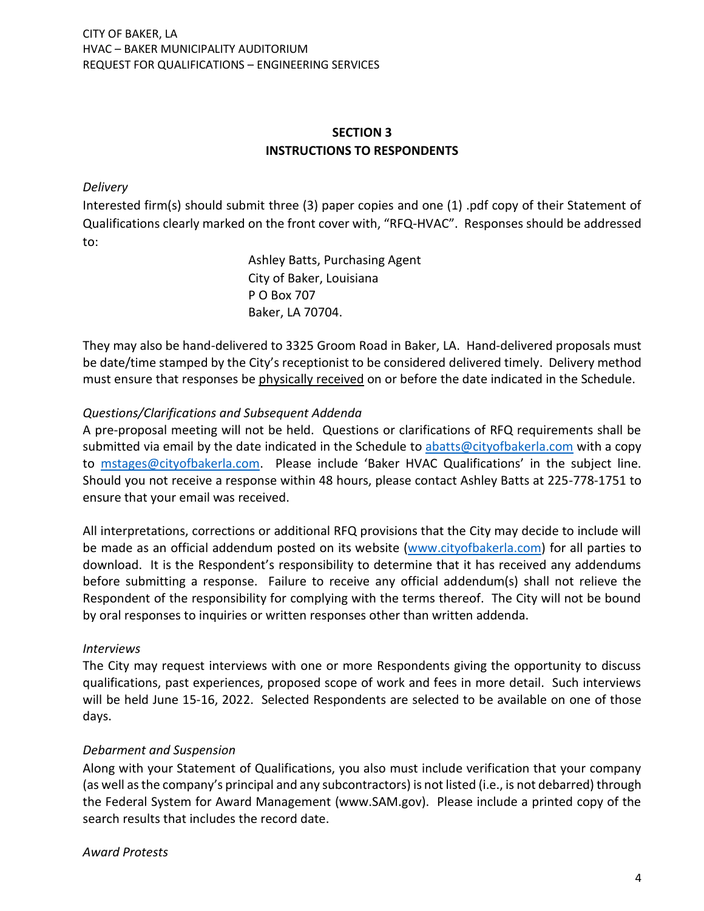## SECTION 3
## INSTRUCTIONS TO RESPONDENTS

*Delivery*

Interested firm(s) should submit three (3) paper copies and one (1) .pdf copy of their Statement of Qualifications clearly marked on the front cover with, "RFQ-HVAC". Responses should be addressed to:

Ashley Batts, Purchasing Agent
City of Baker, Louisiana
P O Box 707
Baker, LA 70704.

They may also be hand-delivered to 3325 Groom Road in Baker, LA. Hand-delivered proposals must be date/time stamped by the City's receptionist to be considered delivered timely. Delivery method must ensure that responses be physically received on or before the date indicated in the Schedule.

*Questions/Clarifications and Subsequent Addenda*

A pre-proposal meeting will not be held. Questions or clarifications of RFQ requirements shall be submitted via email by the date indicated in the Schedule to abatts@cityofbakerla.com with a copy to mstages@cityofbakerla.com. Please include 'Baker HVAC Qualifications' in the subject line. Should you not receive a response within 48 hours, please contact Ashley Batts at 225-778-1751 to ensure that your email was received.

All interpretations, corrections or additional RFQ provisions that the City may decide to include will be made as an official addendum posted on its website (www.cityofbakerla.com) for all parties to download. It is the Respondent's responsibility to determine that it has received any addendums before submitting a response. Failure to receive any official addendum(s) shall not relieve the Respondent of the responsibility for complying with the terms thereof. The City will not be bound by oral responses to inquiries or written responses other than written addenda.

*Interviews*

The City may request interviews with one or more Respondents giving the opportunity to discuss qualifications, past experiences, proposed scope of work and fees in more detail. Such interviews will be held June 15-16, 2022. Selected Respondents are selected to be available on one of those days.

*Debarment and Suspension*

Along with your Statement of Qualifications, you also must include verification that your company (as well as the company's principal and any subcontractors) is not listed (i.e., is not debarred) through the Federal System for Award Management (www.SAM.gov). Please include a printed copy of the search results that includes the record date.

*Award Protests*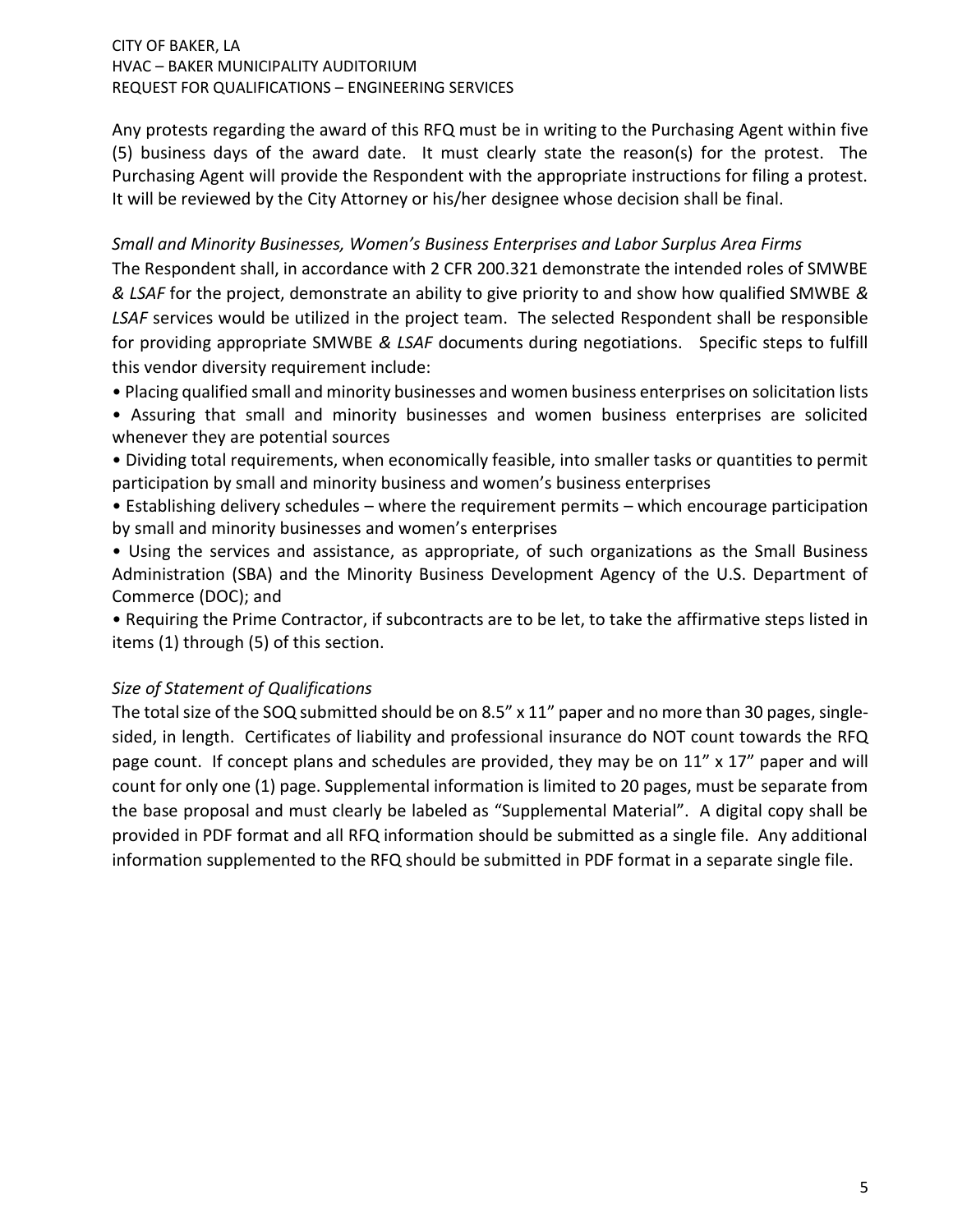Any protests regarding the award of this RFQ must be in writing to the Purchasing Agent within five (5) business days of the award date. It must clearly state the reason(s) for the protest. The Purchasing Agent will provide the Respondent with the appropriate instructions for filing a protest. It will be reviewed by the City Attorney or his/her designee whose decision shall be final.

*Small and Minority Businesses, Women's Business Enterprises and Labor Surplus Area Firms*

The Respondent shall, in accordance with 2 CFR 200.321 demonstrate the intended roles of SMWBE *& LSAF* for the project, demonstrate an ability to give priority to and show how qualified SMWBE *& LSAF* services would be utilized in the project team. The selected Respondent shall be responsible for providing appropriate SMWBE *& LSAF* documents during negotiations. Specific steps to fulfill this vendor diversity requirement include:

- Placing qualified small and minority businesses and women business enterprises on solicitation lists
- Assuring that small and minority businesses and women business enterprises are solicited whenever they are potential sources
- Dividing total requirements, when economically feasible, into smaller tasks or quantities to permit participation by small and minority business and women's business enterprises
- Establishing delivery schedules – where the requirement permits – which encourage participation by small and minority businesses and women's enterprises
- Using the services and assistance, as appropriate, of such organizations as the Small Business Administration (SBA) and the Minority Business Development Agency of the U.S. Department of Commerce (DOC); and
- Requiring the Prime Contractor, if subcontracts are to be let, to take the affirmative steps listed in items (1) through (5) of this section.

*Size of Statement of Qualifications*

The total size of the SOQ submitted should be on 8.5" x 11" paper and no more than 30 pages, single-sided, in length. Certificates of liability and professional insurance do NOT count towards the RFQ page count. If concept plans and schedules are provided, they may be on 11" x 17" paper and will count for only one (1) page. Supplemental information is limited to 20 pages, must be separate from the base proposal and must clearly be labeled as "Supplemental Material". A digital copy shall be provided in PDF format and all RFQ information should be submitted as a single file. Any additional information supplemented to the RFQ should be submitted in PDF format in a separate single file.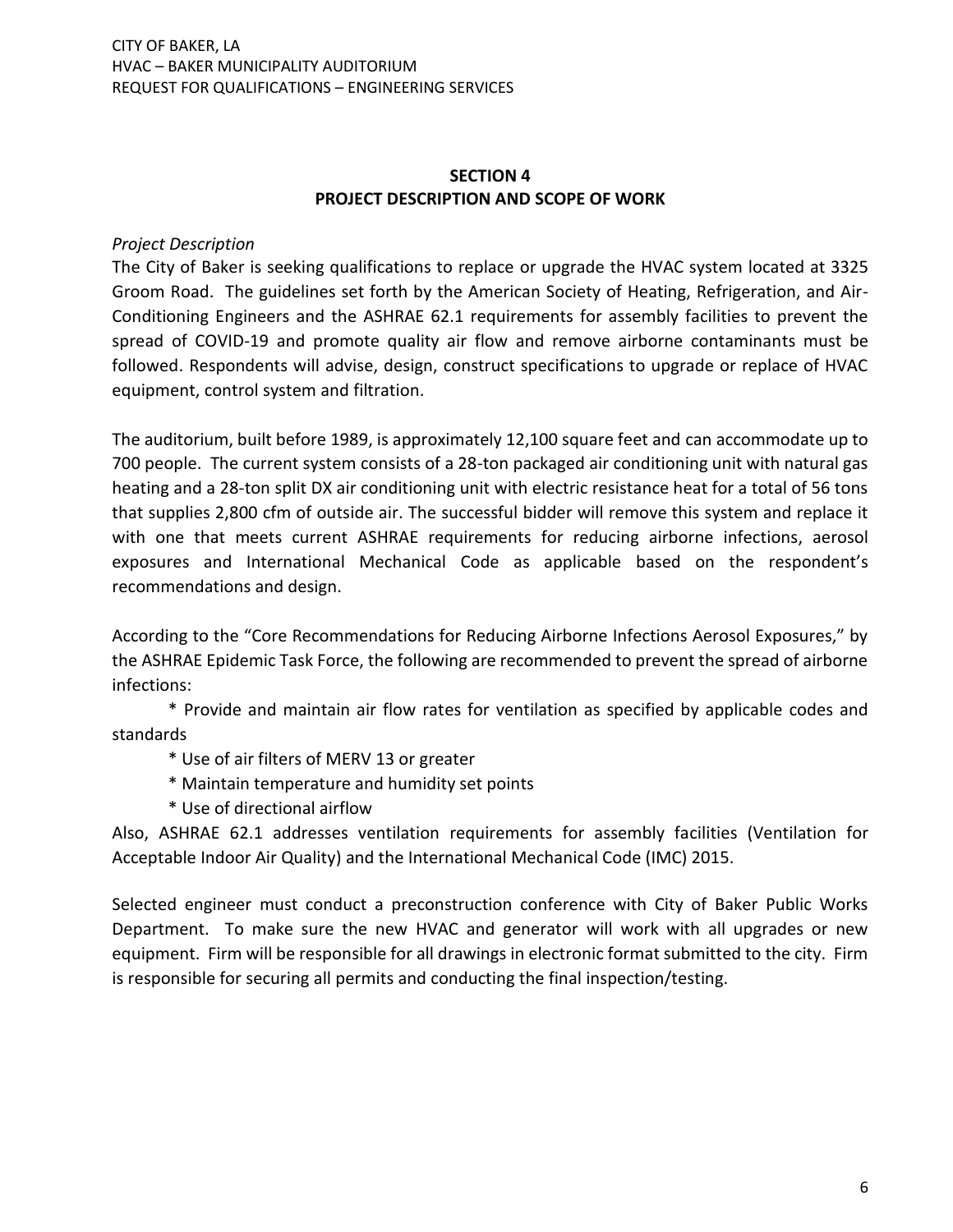## SECTION 4
## PROJECT DESCRIPTION AND SCOPE OF WORK

*Project Description*

The City of Baker is seeking qualifications to replace or upgrade the HVAC system located at 3325 Groom Road. The guidelines set forth by the American Society of Heating, Refrigeration, and Air-Conditioning Engineers and the ASHRAE 62.1 requirements for assembly facilities to prevent the spread of COVID-19 and promote quality air flow and remove airborne contaminants must be followed. Respondents will advise, design, construct specifications to upgrade or replace of HVAC equipment, control system and filtration.

The auditorium, built before 1989, is approximately 12,100 square feet and can accommodate up to 700 people. The current system consists of a 28-ton packaged air conditioning unit with natural gas heating and a 28-ton split DX air conditioning unit with electric resistance heat for a total of 56 tons that supplies 2,800 cfm of outside air. The successful bidder will remove this system and replace it with one that meets current ASHRAE requirements for reducing airborne infections, aerosol exposures and International Mechanical Code as applicable based on the respondent's recommendations and design.

According to the "Core Recommendations for Reducing Airborne Infections Aerosol Exposures," by the ASHRAE Epidemic Task Force, the following are recommended to prevent the spread of airborne infections:

* Provide and maintain air flow rates for ventilation as specified by applicable codes and standards
* Use of air filters of MERV 13 or greater
* Maintain temperature and humidity set points
* Use of directional airflow

Also, ASHRAE 62.1 addresses ventilation requirements for assembly facilities (Ventilation for Acceptable Indoor Air Quality) and the International Mechanical Code (IMC) 2015.

Selected engineer must conduct a preconstruction conference with City of Baker Public Works Department. To make sure the new HVAC and generator will work with all upgrades or new equipment. Firm will be responsible for all drawings in electronic format submitted to the city. Firm is responsible for securing all permits and conducting the final inspection/testing.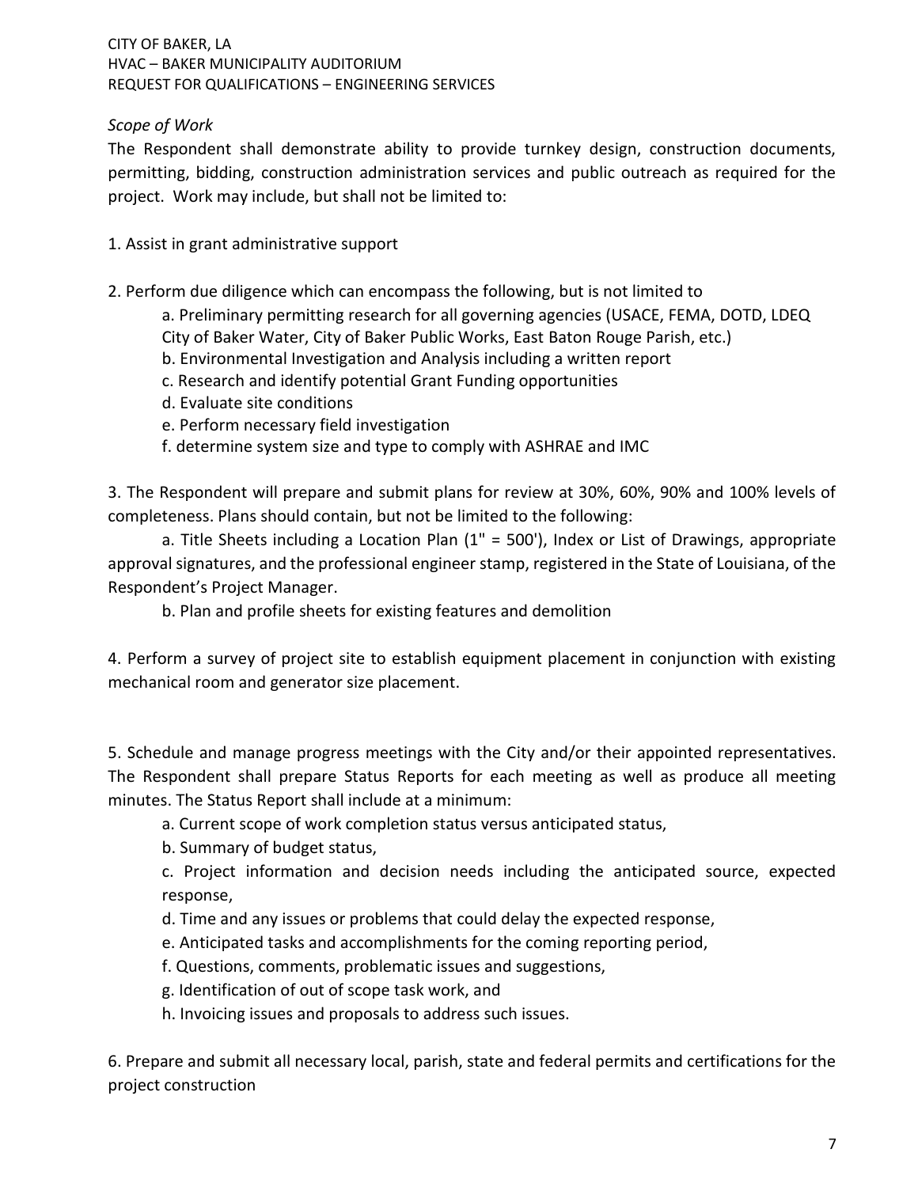*Scope of Work*

The Respondent shall demonstrate ability to provide turnkey design, construction documents, permitting, bidding, construction administration services and public outreach as required for the project. Work may include, but shall not be limited to:

1. Assist in grant administrative support

2. Perform due diligence which can encompass the following, but is not limited to
   - a. Preliminary permitting research for all governing agencies (USACE, FEMA, DOTD, LDEQ City of Baker Water, City of Baker Public Works, East Baton Rouge Parish, etc.)
   - b. Environmental Investigation and Analysis including a written report
   - c. Research and identify potential Grant Funding opportunities
   - d. Evaluate site conditions
   - e. Perform necessary field investigation
   - f. determine system size and type to comply with ASHRAE and IMC

3. The Respondent will prepare and submit plans for review at 30%, 60%, 90% and 100% levels of completeness. Plans should contain, but not be limited to the following:
   - a. Title Sheets including a Location Plan (1" = 500'), Index or List of Drawings, appropriate approval signatures, and the professional engineer stamp, registered in the State of Louisiana, of the Respondent's Project Manager.
   - b. Plan and profile sheets for existing features and demolition

4. Perform a survey of project site to establish equipment placement in conjunction with existing mechanical room and generator size placement.

5. Schedule and manage progress meetings with the City and/or their appointed representatives. The Respondent shall prepare Status Reports for each meeting as well as produce all meeting minutes. The Status Report shall include at a minimum:
   - a. Current scope of work completion status versus anticipated status,
   - b. Summary of budget status,
   - c. Project information and decision needs including the anticipated source, expected response,
   - d. Time and any issues or problems that could delay the expected response,
   - e. Anticipated tasks and accomplishments for the coming reporting period,
   - f. Questions, comments, problematic issues and suggestions,
   - g. Identification of out of scope task work, and
   - h. Invoicing issues and proposals to address such issues.

6. Prepare and submit all necessary local, parish, state and federal permits and certifications for the project construction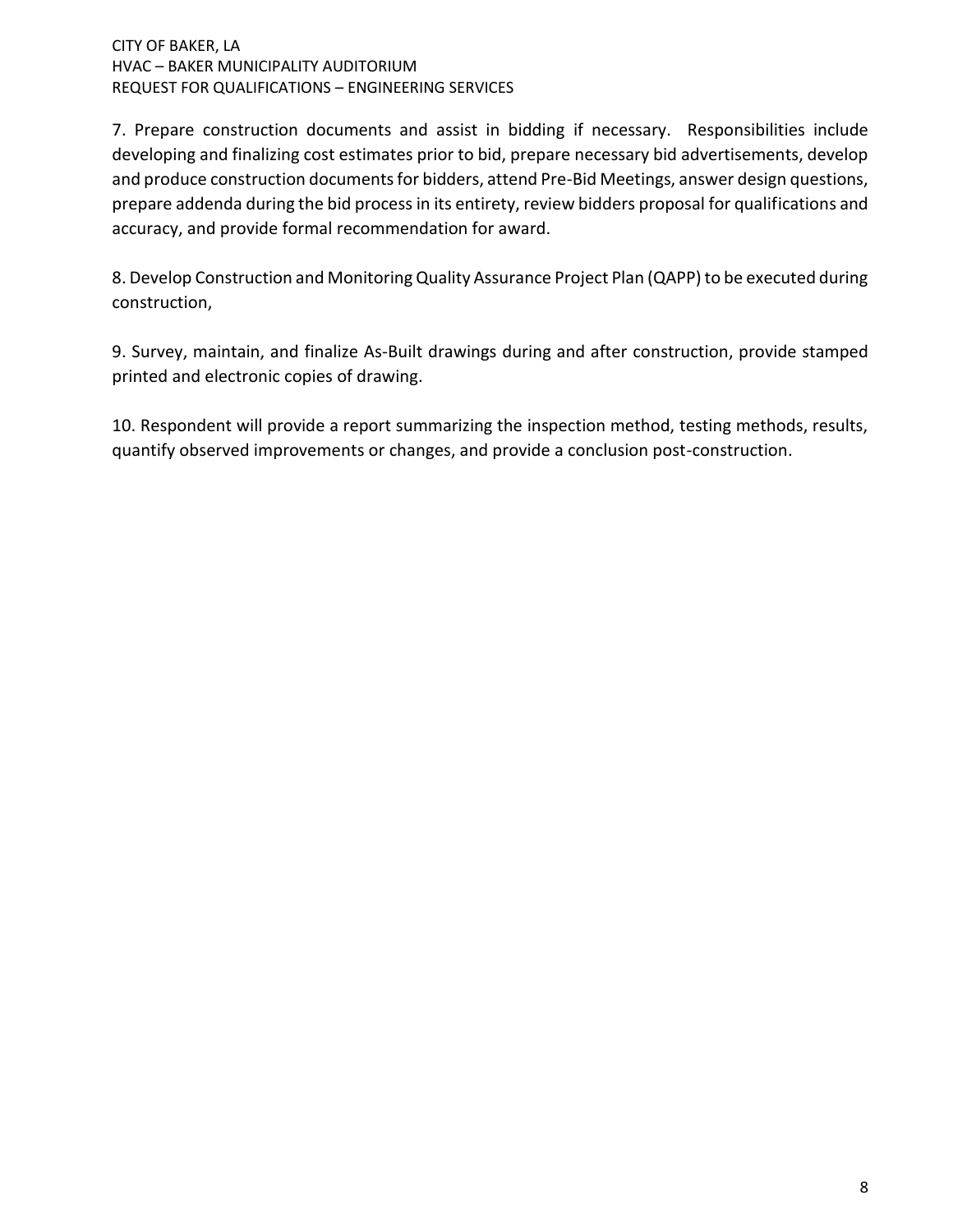7. Prepare construction documents and assist in bidding if necessary. Responsibilities include developing and finalizing cost estimates prior to bid, prepare necessary bid advertisements, develop and produce construction documents for bidders, attend Pre-Bid Meetings, answer design questions, prepare addenda during the bid process in its entirety, review bidders proposal for qualifications and accuracy, and provide formal recommendation for award.

8. Develop Construction and Monitoring Quality Assurance Project Plan (QAPP) to be executed during construction,

9. Survey, maintain, and finalize As-Built drawings during and after construction, provide stamped printed and electronic copies of drawing.

10. Respondent will provide a report summarizing the inspection method, testing methods, results, quantify observed improvements or changes, and provide a conclusion post-construction.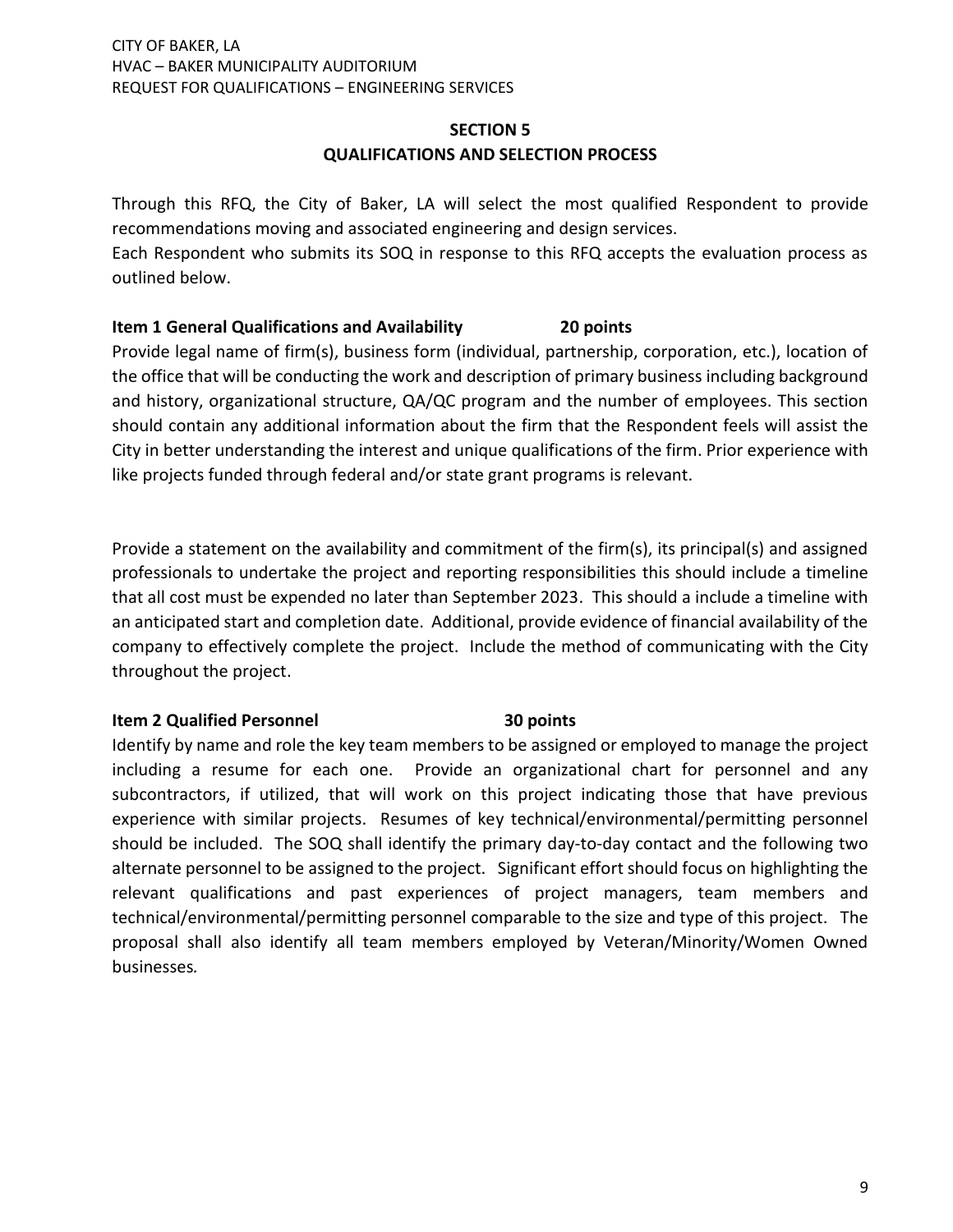## SECTION 5
## QUALIFICATIONS AND SELECTION PROCESS

Through this RFQ, the City of Baker, LA will select the most qualified Respondent to provide recommendations moving and associated engineering and design services.
Each Respondent who submits its SOQ in response to this RFQ accepts the evaluation process as outlined below.

**Item 1 General Qualifications and Availability 20 points**

Provide legal name of firm(s), business form (individual, partnership, corporation, etc.), location of the office that will be conducting the work and description of primary business including background and history, organizational structure, QA/QC program and the number of employees. This section should contain any additional information about the firm that the Respondent feels will assist the City in better understanding the interest and unique qualifications of the firm. Prior experience with like projects funded through federal and/or state grant programs is relevant.

Provide a statement on the availability and commitment of the firm(s), its principal(s) and assigned professionals to undertake the project and reporting responsibilities this should include a timeline that all cost must be expended no later than September 2023. This should a include a timeline with an anticipated start and completion date. Additional, provide evidence of financial availability of the company to effectively complete the project. Include the method of communicating with the City throughout the project.

**Item 2 Qualified Personnel 30 points**

Identify by name and role the key team members to be assigned or employed to manage the project including a resume for each one. Provide an organizational chart for personnel and any subcontractors, if utilized, that will work on this project indicating those that have previous experience with similar projects. Resumes of key technical/environmental/permitting personnel should be included. The SOQ shall identify the primary day-to-day contact and the following two alternate personnel to be assigned to the project. Significant effort should focus on highlighting the relevant qualifications and past experiences of project managers, team members and technical/environmental/permitting personnel comparable to the size and type of this project. The proposal shall also identify all team members employed by Veteran/Minority/Women Owned businesses.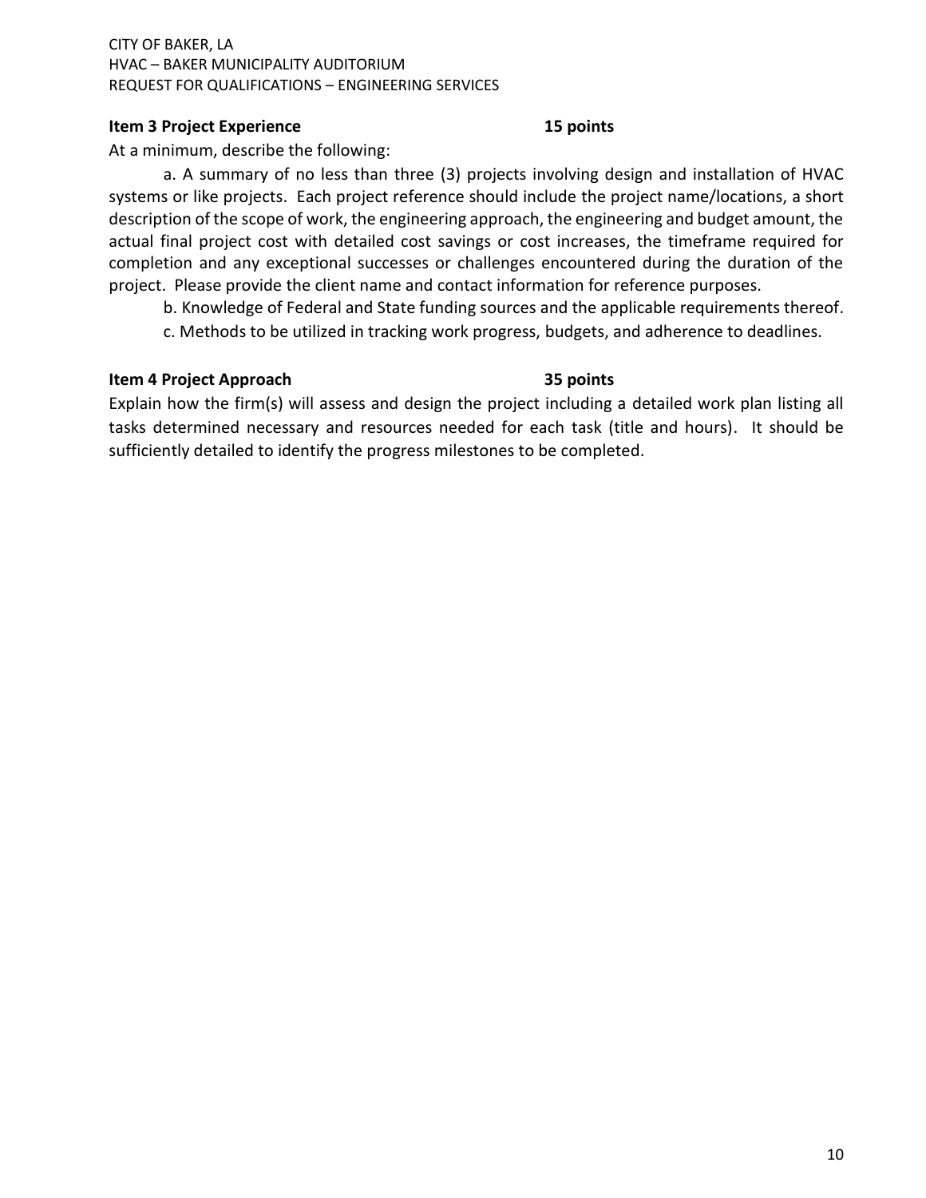**Item 3 Project Experience 15 points**

At a minimum, describe the following:

a. A summary of no less than three (3) projects involving design and installation of HVAC systems or like projects. Each project reference should include the project name/locations, a short description of the scope of work, the engineering approach, the engineering and budget amount, the actual final project cost with detailed cost savings or cost increases, the timeframe required for completion and any exceptional successes or challenges encountered during the duration of the project. Please provide the client name and contact information for reference purposes.

b. Knowledge of Federal and State funding sources and the applicable requirements thereof.

c. Methods to be utilized in tracking work progress, budgets, and adherence to deadlines.

**Item 4 Project Approach 35 points**

Explain how the firm(s) will assess and design the project including a detailed work plan listing all tasks determined necessary and resources needed for each task (title and hours). It should be sufficiently detailed to identify the progress milestones to be completed.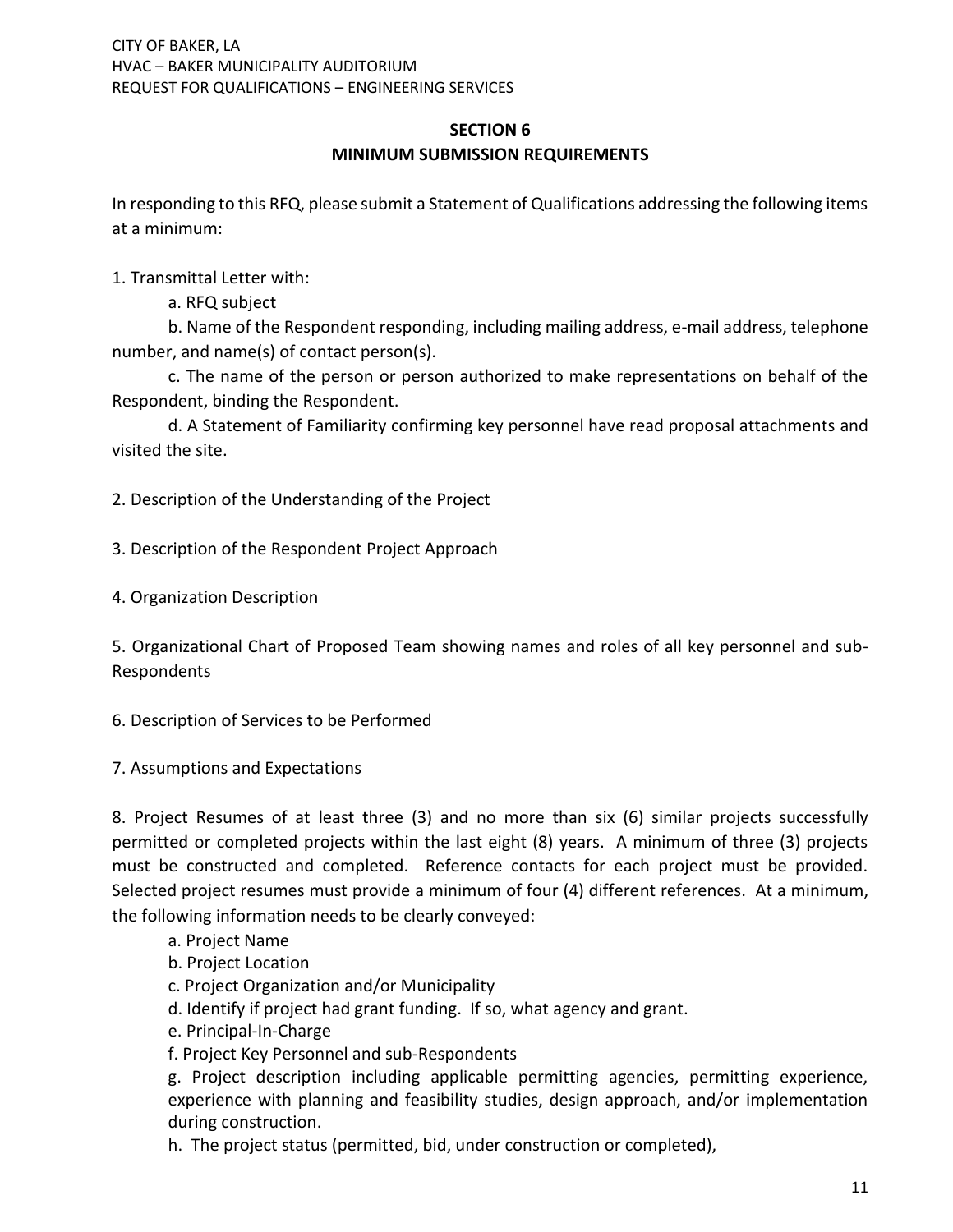## SECTION 6
## MINIMUM SUBMISSION REQUIREMENTS

In responding to this RFQ, please submit a Statement of Qualifications addressing the following items at a minimum:

1. Transmittal Letter with:
   a. RFQ subject
   b. Name of the Respondent responding, including mailing address, e-mail address, telephone number, and name(s) of contact person(s).
   c. The name of the person or person authorized to make representations on behalf of the Respondent, binding the Respondent.
   d. A Statement of Familiarity confirming key personnel have read proposal attachments and visited the site.

2. Description of the Understanding of the Project

3. Description of the Respondent Project Approach

4. Organization Description

5. Organizational Chart of Proposed Team showing names and roles of all key personnel and sub-Respondents

6. Description of Services to be Performed

7. Assumptions and Expectations

8. Project Resumes of at least three (3) and no more than six (6) similar projects successfully permitted or completed projects within the last eight (8) years. A minimum of three (3) projects must be constructed and completed. Reference contacts for each project must be provided. Selected project resumes must provide a minimum of four (4) different references. At a minimum, the following information needs to be clearly conveyed:
   a. Project Name
   b. Project Location
   c. Project Organization and/or Municipality
   d. Identify if project had grant funding. If so, what agency and grant.
   e. Principal-In-Charge
   f. Project Key Personnel and sub-Respondents
   g. Project description including applicable permitting agencies, permitting experience, experience with planning and feasibility studies, design approach, and/or implementation during construction.
   h. The project status (permitted, bid, under construction or completed),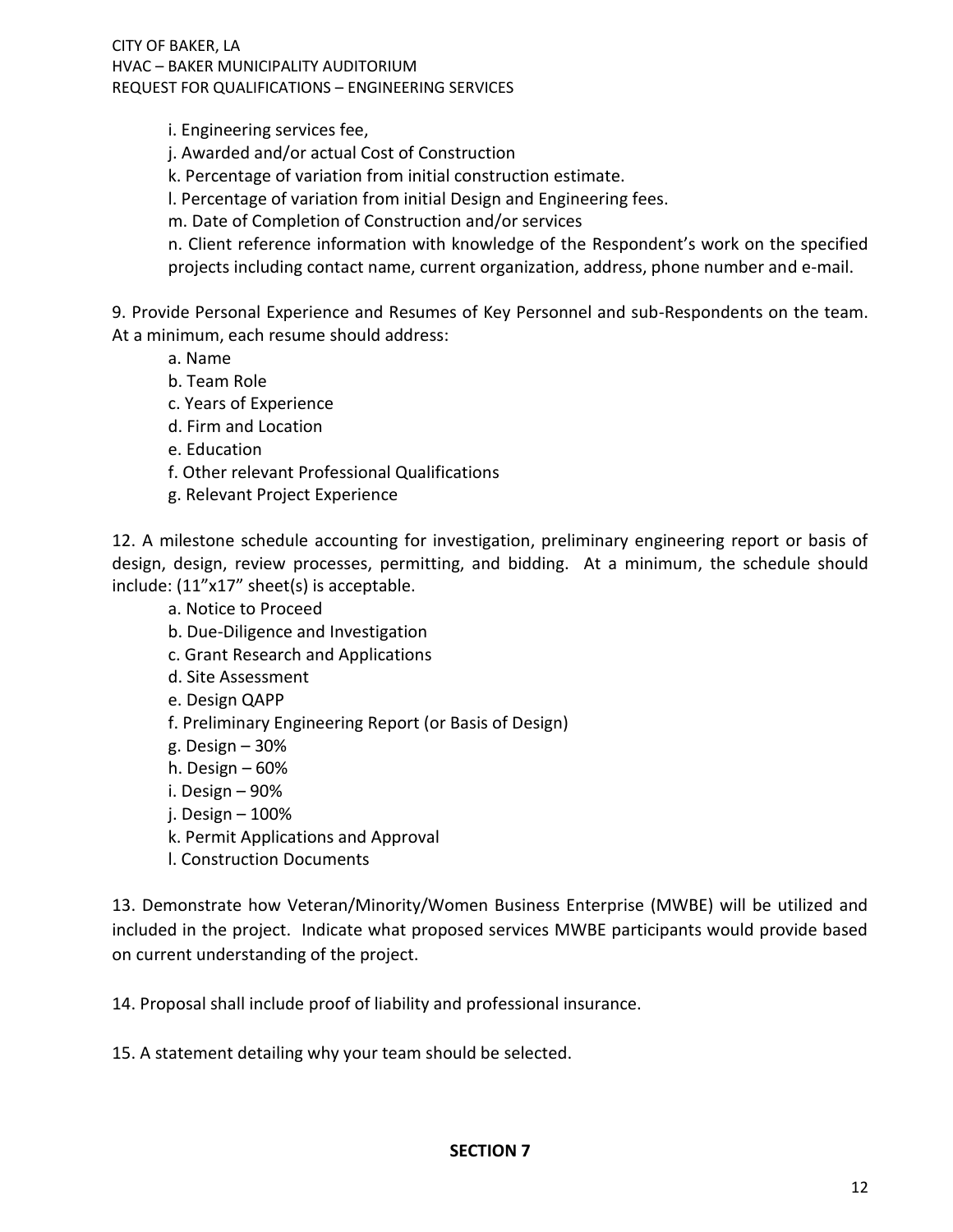i. Engineering services fee,

j. Awarded and/or actual Cost of Construction

k. Percentage of variation from initial construction estimate.

l. Percentage of variation from initial Design and Engineering fees.

m. Date of Completion of Construction and/or services

n. Client reference information with knowledge of the Respondent's work on the specified projects including contact name, current organization, address, phone number and e-mail.

9. Provide Personal Experience and Resumes of Key Personnel and sub-Respondents on the team. At a minimum, each resume should address:

   a. Name
   b. Team Role
   c. Years of Experience
   d. Firm and Location
   e. Education
   f. Other relevant Professional Qualifications
   g. Relevant Project Experience

12. A milestone schedule accounting for investigation, preliminary engineering report or basis of design, design, review processes, permitting, and bidding. At a minimum, the schedule should include: (11"x17" sheet(s) is acceptable.

   a. Notice to Proceed
   b. Due-Diligence and Investigation
   c. Grant Research and Applications
   d. Site Assessment
   e. Design QAPP
   f. Preliminary Engineering Report (or Basis of Design)
   g. Design – 30%
   h. Design – 60%
   i. Design – 90%
   j. Design – 100%
   k. Permit Applications and Approval
   l. Construction Documents

13. Demonstrate how Veteran/Minority/Women Business Enterprise (MWBE) will be utilized and included in the project. Indicate what proposed services MWBE participants would provide based on current understanding of the project.

14. Proposal shall include proof of liability and professional insurance.

15. A statement detailing why your team should be selected.

## SECTION 7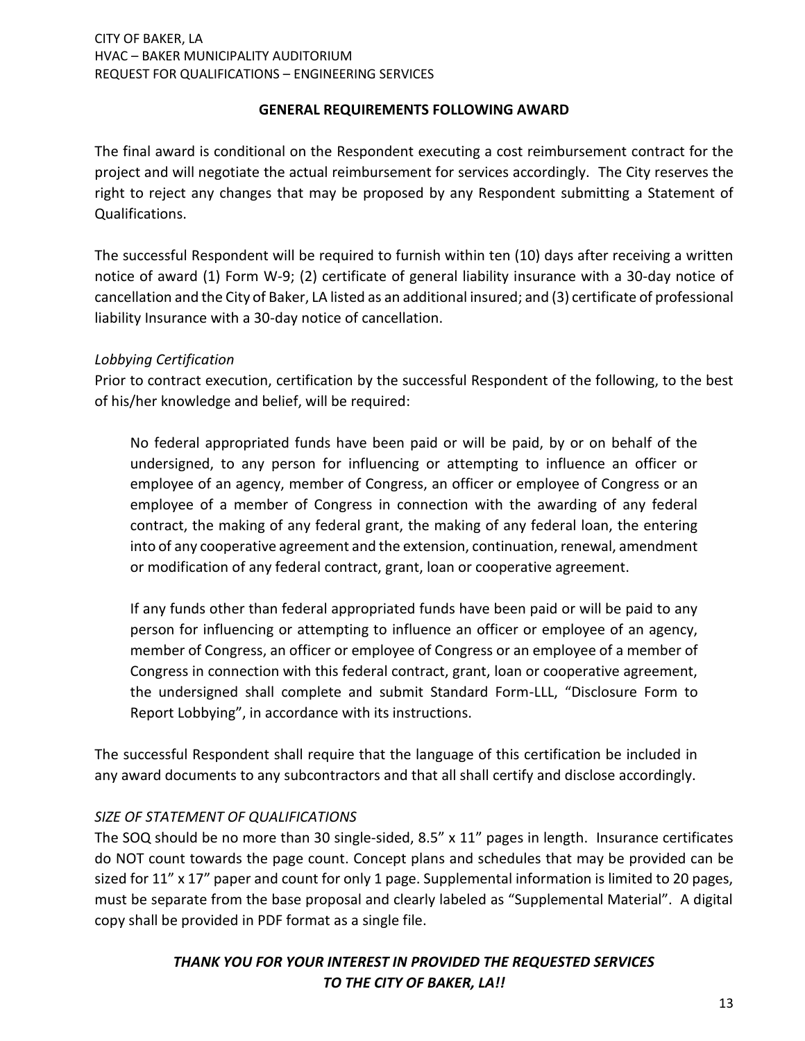## GENERAL REQUIREMENTS FOLLOWING AWARD

The final award is conditional on the Respondent executing a cost reimbursement contract for the project and will negotiate the actual reimbursement for services accordingly. The City reserves the right to reject any changes that may be proposed by any Respondent submitting a Statement of Qualifications.

The successful Respondent will be required to furnish within ten (10) days after receiving a written notice of award (1) Form W-9; (2) certificate of general liability insurance with a 30-day notice of cancellation and the City of Baker, LA listed as an additional insured; and (3) certificate of professional liability Insurance with a 30-day notice of cancellation.

*Lobbying Certification*

Prior to contract execution, certification by the successful Respondent of the following, to the best of his/her knowledge and belief, will be required:

> No federal appropriated funds have been paid or will be paid, by or on behalf of the undersigned, to any person for influencing or attempting to influence an officer or employee of an agency, member of Congress, an officer or employee of Congress or an employee of a member of Congress in connection with the awarding of any federal contract, the making of any federal grant, the making of any federal loan, the entering into of any cooperative agreement and the extension, continuation, renewal, amendment or modification of any federal contract, grant, loan or cooperative agreement.
>
> If any funds other than federal appropriated funds have been paid or will be paid to any person for influencing or attempting to influence an officer or employee of an agency, member of Congress, an officer or employee of Congress or an employee of a member of Congress in connection with this federal contract, grant, loan or cooperative agreement, the undersigned shall complete and submit Standard Form-LLL, "Disclosure Form to Report Lobbying", in accordance with its instructions.

The successful Respondent shall require that the language of this certification be included in any award documents to any subcontractors and that all shall certify and disclose accordingly.

*SIZE OF STATEMENT OF QUALIFICATIONS*

The SOQ should be no more than 30 single-sided, 8.5" x 11" pages in length. Insurance certificates do NOT count towards the page count. Concept plans and schedules that may be provided can be sized for 11" x 17" paper and count for only 1 page. Supplemental information is limited to 20 pages, must be separate from the base proposal and clearly labeled as "Supplemental Material". A digital copy shall be provided in PDF format as a single file.

***THANK YOU FOR YOUR INTEREST IN PROVIDED THE REQUESTED SERVICES TO THE CITY OF BAKER, LA!!***